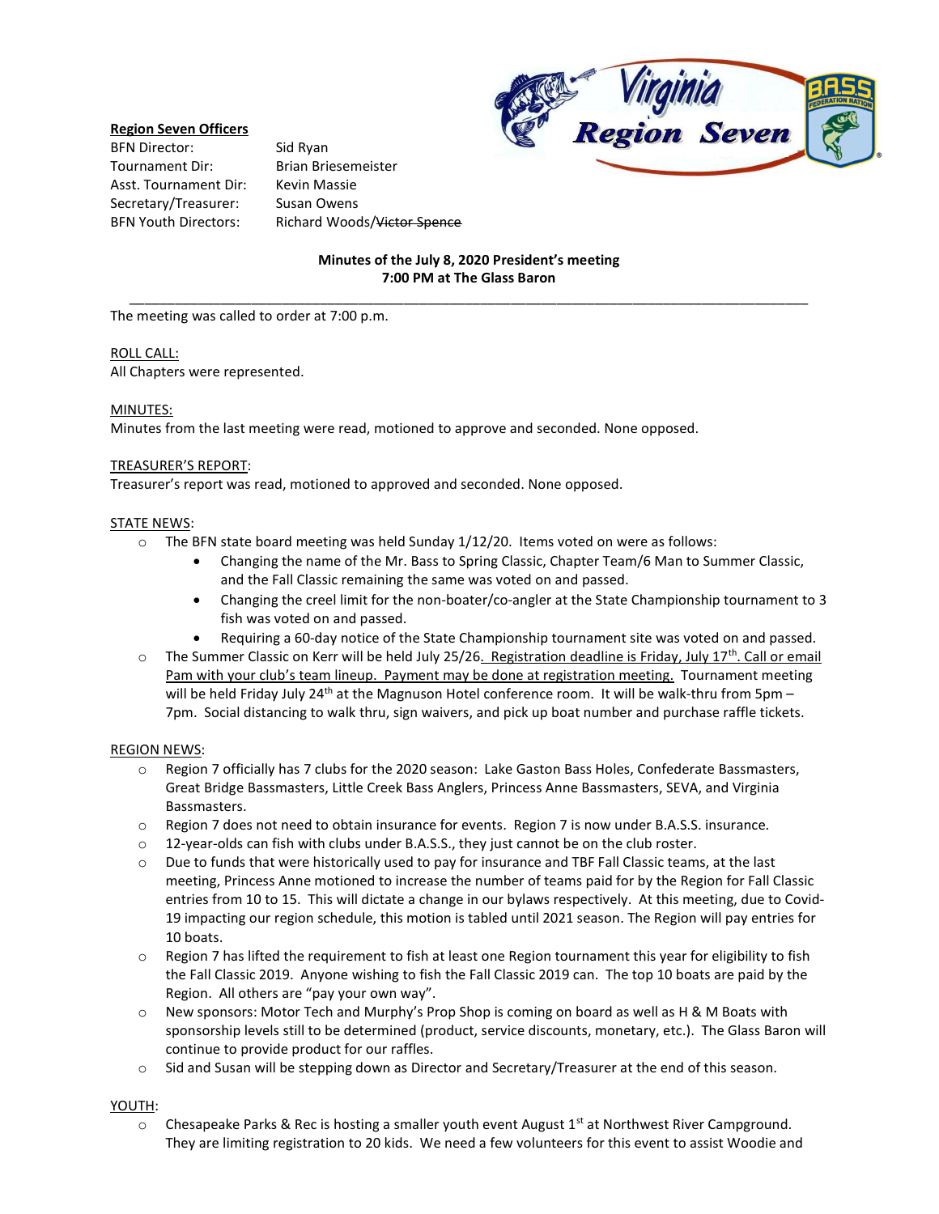**Region Seven Officers**

| | |
|---|---|
| BFN Director: | Sid Ryan |
| Tournament Dir: | Brian Briesemeister |
| Asst. Tournament Dir: | Kevin Massie |
| Secretary/Treasurer: | Susan Owens |
| BFN Youth Directors: | Richard Woods/~~Victor Spence~~ |

**Minutes of the July 8, 2020 President's meeting**
**7:00 PM at The Glass Baron**

---

The meeting was called to order at 7:00 p.m.

ROLL CALL:
All Chapters were represented.

MINUTES:
Minutes from the last meeting were read, motioned to approve and seconded. None opposed.

TREASURER'S REPORT:
Treasurer's report was read, motioned to approved and seconded. None opposed.

STATE NEWS:

- The BFN state board meeting was held Sunday 1/12/20. Items voted on were as follows:
  - Changing the name of the Mr. Bass to Spring Classic, Chapter Team/6 Man to Summer Classic, and the Fall Classic remaining the same was voted on and passed.
  - Changing the creel limit for the non-boater/co-angler at the State Championship tournament to 3 fish was voted on and passed.
  - Requiring a 60-day notice of the State Championship tournament site was voted on and passed.
- The Summer Classic on Kerr will be held July 25/26. Registration deadline is Friday, July 17th. Call or email Pam with your club's team lineup. Payment may be done at registration meeting. Tournament meeting will be held Friday July 24th at the Magnuson Hotel conference room. It will be walk-thru from 5pm – 7pm. Social distancing to walk thru, sign waivers, and pick up boat number and purchase raffle tickets.

REGION NEWS:

- Region 7 officially has 7 clubs for the 2020 season: Lake Gaston Bass Holes, Confederate Bassmasters, Great Bridge Bassmasters, Little Creek Bass Anglers, Princess Anne Bassmasters, SEVA, and Virginia Bassmasters.
- Region 7 does not need to obtain insurance for events. Region 7 is now under B.A.S.S. insurance.
- 12-year-olds can fish with clubs under B.A.S.S., they just cannot be on the club roster.
- Due to funds that were historically used to pay for insurance and TBF Fall Classic teams, at the last meeting, Princess Anne motioned to increase the number of teams paid for by the Region for Fall Classic entries from 10 to 15. This will dictate a change in our bylaws respectively. At this meeting, due to Covid-19 impacting our region schedule, this motion is tabled until 2021 season. The Region will pay entries for 10 boats.
- Region 7 has lifted the requirement to fish at least one Region tournament this year for eligibility to fish the Fall Classic 2019. Anyone wishing to fish the Fall Classic 2019 can. The top 10 boats are paid by the Region. All others are "pay your own way".
- New sponsors: Motor Tech and Murphy's Prop Shop is coming on board as well as H & M Boats with sponsorship levels still to be determined (product, service discounts, monetary, etc.). The Glass Baron will continue to provide product for our raffles.
- Sid and Susan will be stepping down as Director and Secretary/Treasurer at the end of this season.

YOUTH:

- Chesapeake Parks & Rec is hosting a smaller youth event August 1st at Northwest River Campground. They are limiting registration to 20 kids. We need a few volunteers for this event to assist Woodie and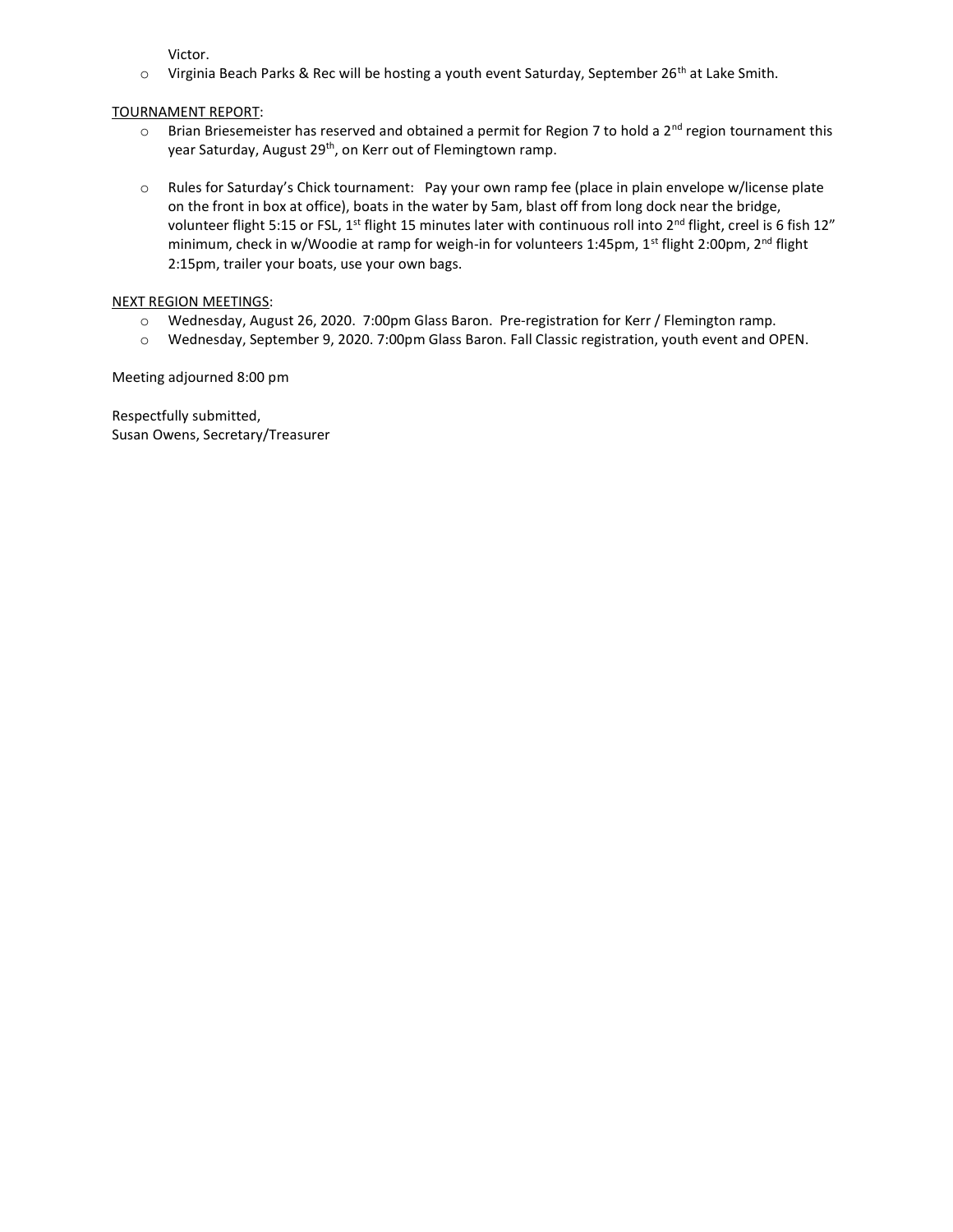Victor.

- Virginia Beach Parks & Rec will be hosting a youth event Saturday, September 26th at Lake Smith.

TOURNAMENT REPORT:

- Brian Briesemeister has reserved and obtained a permit for Region 7 to hold a 2nd region tournament this year Saturday, August 29th, on Kerr out of Flemingtown ramp.

- Rules for Saturday's Chick tournament: Pay your own ramp fee (place in plain envelope w/license plate on the front in box at office), boats in the water by 5am, blast off from long dock near the bridge, volunteer flight 5:15 or FSL, 1st flight 15 minutes later with continuous roll into 2nd flight, creel is 6 fish 12" minimum, check in w/Woodie at ramp for weigh-in for volunteers 1:45pm, 1st flight 2:00pm, 2nd flight 2:15pm, trailer your boats, use your own bags.

NEXT REGION MEETINGS:

- Wednesday, August 26, 2020. 7:00pm Glass Baron. Pre-registration for Kerr / Flemington ramp.
- Wednesday, September 9, 2020. 7:00pm Glass Baron. Fall Classic registration, youth event and OPEN.

Meeting adjourned 8:00 pm

Respectfully submitted,
Susan Owens, Secretary/Treasurer